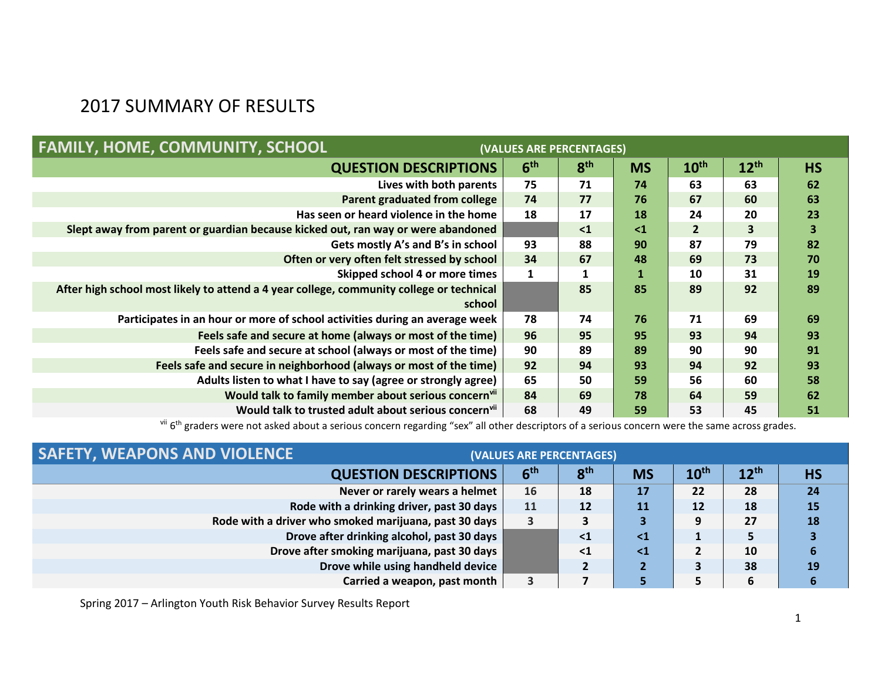# 2017 SUMMARY OF RESULTS

## FAMILY, HOME, COMMUNITY, SCHOOL

(VALUES ARE PERCENTAGES)

| QUESTION DESCRIPTIONS | 6th | 8th | MS | 10th | 12th | HS |
|---|---|---|---|---|---|---|
| Lives with both parents | 75 | 71 | 74 | 63 | 63 | 62 |
| Parent graduated from college | 74 | 77 | 76 | 67 | 60 | 63 |
| Has seen or heard violence in the home | 18 | 17 | 18 | 24 | 20 | 23 |
| Slept away from parent or guardian because kicked out, ran way or were abandoned | | <1 | <1 | 2 | 3 | 3 |
| Gets mostly A's and B's in school | 93 | 88 | 90 | 87 | 79 | 82 |
| Often or very often felt stressed by school | 34 | 67 | 48 | 69 | 73 | 70 |
| Skipped school 4 or more times | 1 | 1 | 1 | 10 | 31 | 19 |
| After high school most likely to attend a 4 year college, community college or technical school | | 85 | 85 | 89 | 92 | 89 |
| Participates in an hour or more of school activities during an average week | 78 | 74 | 76 | 71 | 69 | 69 |
| Feels safe and secure at home (always or most of the time) | 96 | 95 | 95 | 93 | 94 | 93 |
| Feels safe and secure at school (always or most of the time) | 90 | 89 | 89 | 90 | 90 | 91 |
| Feels safe and secure in neighborhood (always or most of the time) | 92 | 94 | 93 | 94 | 92 | 93 |
| Adults listen to what I have to say (agree or strongly agree) | 65 | 50 | 59 | 56 | 60 | 58 |
| Would talk to family member about serious concern[vii] | 84 | 69 | 78 | 64 | 59 | 62 |
| Would talk to trusted adult about serious concern[vii] | 68 | 49 | 59 | 53 | 45 | 51 |

[vii] 6th graders were not asked about a serious concern regarding "sex" all other descriptors of a serious concern were the same across grades.

## SAFETY, WEAPONS AND VIOLENCE

(VALUES ARE PERCENTAGES)

| QUESTION DESCRIPTIONS | 6th | 8th | MS | 10th | 12th | HS |
|---|---|---|---|---|---|---|
| Never or rarely wears a helmet | 16 | 18 | 17 | 22 | 28 | 24 |
| Rode with a drinking driver, past 30 days | 11 | 12 | 11 | 12 | 18 | 15 |
| Rode with a driver who smoked marijuana, past 30 days | 3 | 3 | 3 | 9 | 27 | 18 |
| Drove after drinking alcohol, past 30 days | | <1 | <1 | 1 | 5 | 3 |
| Drove after smoking marijuana, past 30 days | | <1 | <1 | 2 | 10 | 6 |
| Drove while using handheld device | | 2 | 2 | 3 | 38 | 19 |
| Carried a weapon, past month | 3 | 7 | 5 | 5 | 6 | 6 |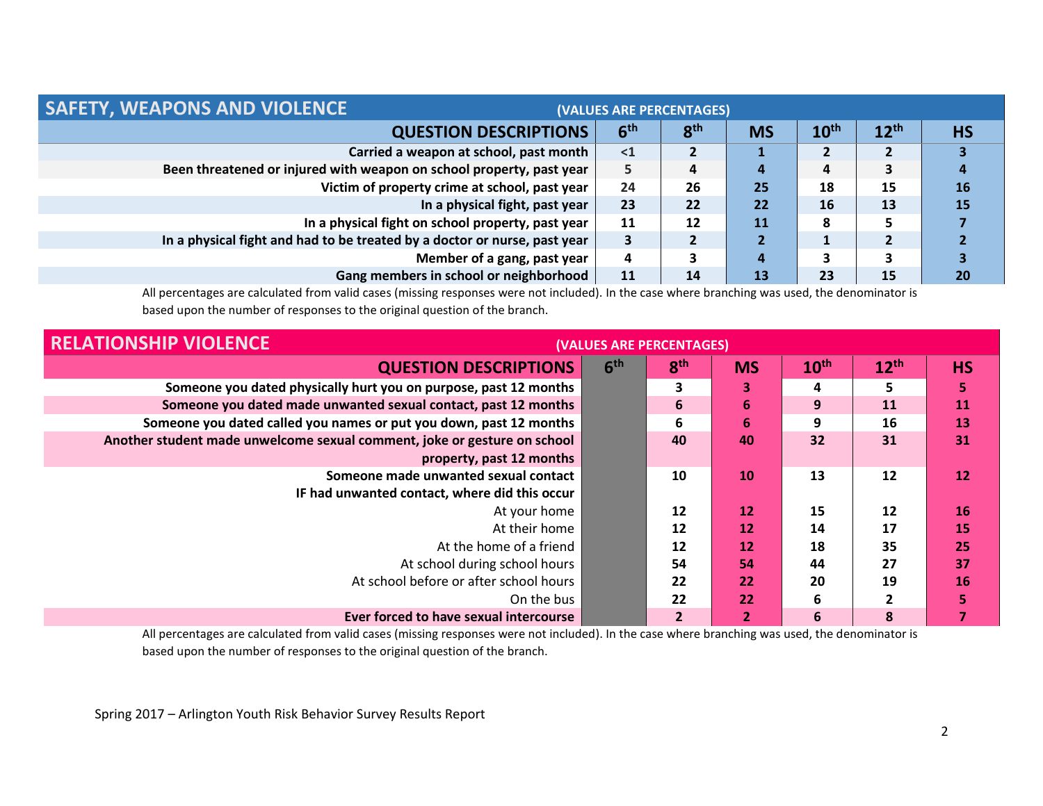## SAFETY, WEAPONS AND VIOLENCE

(VALUES ARE PERCENTAGES)

| QUESTION DESCRIPTIONS | 6th | 8th | MS | 10th | 12th | HS |
|---|---|---|---|---|---|---|
| Carried a weapon at school, past month | <1 | 2 | 1 | 2 | 2 | 3 |
| Been threatened or injured with weapon on school property, past year | 5 | 4 | 4 | 4 | 3 | 4 |
| Victim of property crime at school, past year | 24 | 26 | 25 | 18 | 15 | 16 |
| In a physical fight, past year | 23 | 22 | 22 | 16 | 13 | 15 |
| In a physical fight on school property, past year | 11 | 12 | 11 | 8 | 5 | 7 |
| In a physical fight and had to be treated by a doctor or nurse, past year | 3 | 2 | 2 | 1 | 2 | 2 |
| Member of a gang, past year | 4 | 3 | 4 | 3 | 3 | 3 |
| Gang members in school or neighborhood | 11 | 14 | 13 | 23 | 15 | 20 |

All percentages are calculated from valid cases (missing responses were not included). In the case where branching was used, the denominator is based upon the number of responses to the original question of the branch.

## RELATIONSHIP VIOLENCE

(VALUES ARE PERCENTAGES)

| QUESTION DESCRIPTIONS | 6th | 8th | MS | 10th | 12th | HS |
|---|---|---|---|---|---|---|
| Someone you dated physically hurt you on purpose, past 12 months | | 3 | 3 | 4 | 5 | 5 |
| Someone you dated made unwanted sexual contact, past 12 months | | 6 | 6 | 9 | 11 | 11 |
| Someone you dated called you names or put you down, past 12 months | | 6 | 6 | 9 | 16 | 13 |
| Another student made unwelcome sexual comment, joke or gesture on school property, past 12 months | | 40 | 40 | 32 | 31 | 31 |
| Someone made unwanted sexual contact | | 10 | 10 | 13 | 12 | 12 |
| IF had unwanted contact, where did this occur | | | | | | |
| At your home | | 12 | 12 | 15 | 12 | 16 |
| At their home | | 12 | 12 | 14 | 17 | 15 |
| At the home of a friend | | 12 | 12 | 18 | 35 | 25 |
| At school during school hours | | 54 | 54 | 44 | 27 | 37 |
| At school before or after school hours | | 22 | 22 | 20 | 19 | 16 |
| On the bus | | 22 | 22 | 6 | 2 | 5 |
| Ever forced to have sexual intercourse | | 2 | 2 | 6 | 8 | 7 |

All percentages are calculated from valid cases (missing responses were not included). In the case where branching was used, the denominator is based upon the number of responses to the original question of the branch.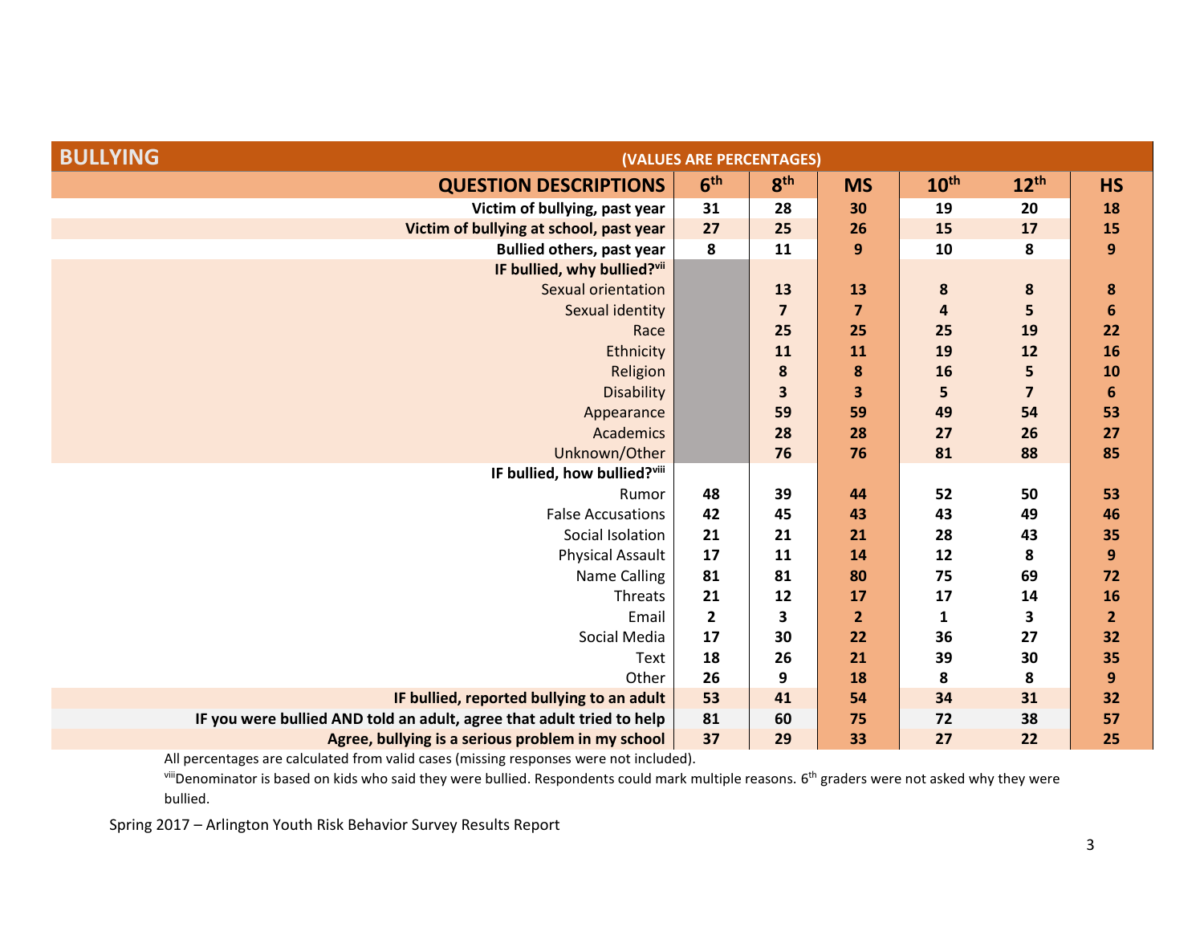## BULLYING

(VALUES ARE PERCENTAGES)

| QUESTION DESCRIPTIONS | 6th | 8th | MS | 10th | 12th | HS |
|---|---|---|---|---|---|---|
| **Victim of bullying, past year** | 31 | 28 | 30 | 19 | 20 | 18 |
| **Victim of bullying at school, past year** | 27 | 25 | 26 | 15 | 17 | 15 |
| **Bullied others, past year** | 8 | 11 | 9 | 10 | 8 | 9 |
| **IF bullied, why bullied?[vii]** | | | | | | |
| Sexual orientation | | 13 | 13 | 8 | 8 | 8 |
| Sexual identity | | 7 | 7 | 4 | 5 | 6 |
| Race | | 25 | 25 | 25 | 19 | 22 |
| Ethnicity | | 11 | 11 | 19 | 12 | 16 |
| Religion | | 8 | 8 | 16 | 5 | 10 |
| Disability | | 3 | 3 | 5 | 7 | 6 |
| Appearance | | 59 | 59 | 49 | 54 | 53 |
| Academics | | 28 | 28 | 27 | 26 | 27 |
| Unknown/Other | | 76 | 76 | 81 | 88 | 85 |
| **IF bullied, how bullied?[viii]** | | | | | | |
| Rumor | 48 | 39 | 44 | 52 | 50 | 53 |
| False Accusations | 42 | 45 | 43 | 43 | 49 | 46 |
| Social Isolation | 21 | 21 | 21 | 28 | 43 | 35 |
| Physical Assault | 17 | 11 | 14 | 12 | 8 | 9 |
| Name Calling | 81 | 81 | 80 | 75 | 69 | 72 |
| Threats | 21 | 12 | 17 | 17 | 14 | 16 |
| Email | 2 | 3 | 2 | 1 | 3 | 2 |
| Social Media | 17 | 30 | 22 | 36 | 27 | 32 |
| Text | 18 | 26 | 21 | 39 | 30 | 35 |
| Other | 26 | 9 | 18 | 8 | 8 | 9 |
| **IF bullied, reported bullying to an adult** | 53 | 41 | 54 | 34 | 31 | 32 |
| **IF you were bullied AND told an adult, agree that adult tried to help** | 81 | 60 | 75 | 72 | 38 | 57 |
| **Agree, bullying is a serious problem in my school** | 37 | 29 | 33 | 27 | 22 | 25 |

All percentages are calculated from valid cases (missing responses were not included).

[viii]Denominator is based on kids who said they were bullied. Respondents could mark multiple reasons. 6th graders were not asked why they were bullied.

Spring 2017 – Arlington Youth Risk Behavior Survey Results Report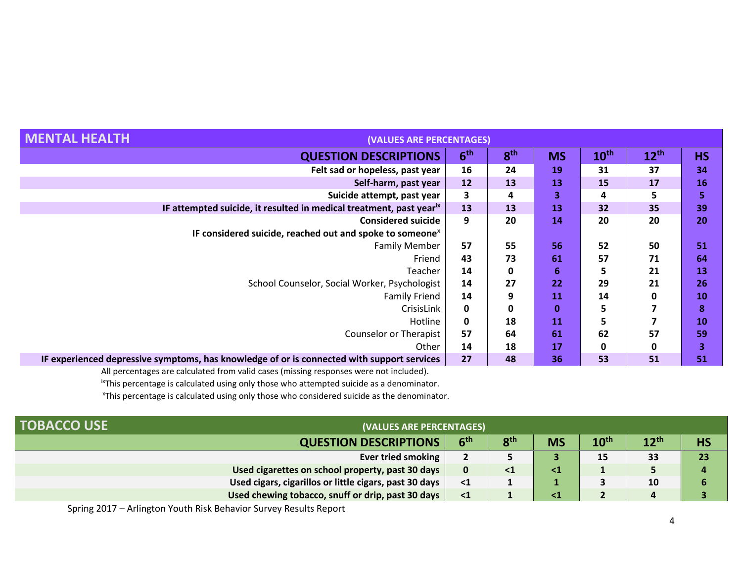## MENTAL HEALTH

(VALUES ARE PERCENTAGES)

| QUESTION DESCRIPTIONS | 6th | 8th | MS | 10th | 12th | HS |
|---|---|---|---|---|---|---|
| **Felt sad or hopeless, past year** | 16 | 24 | 19 | 31 | 37 | 34 |
| **Self-harm, past year** | 12 | 13 | 13 | 15 | 17 | 16 |
| **Suicide attempt, past year** | 3 | 4 | 3 | 4 | 5 | 5 |
| **IF attempted suicide, it resulted in medical treatment, past year**[ix] | 13 | 13 | 13 | 32 | 35 | 39 |
| **Considered suicide** | 9 | 20 | 14 | 20 | 20 | 20 |
| **IF considered suicide, reached out and spoke to someone**[x] | | | | | | |
| Family Member | 57 | 55 | 56 | 52 | 50 | 51 |
| Friend | 43 | 73 | 61 | 57 | 71 | 64 |
| Teacher | 14 | 0 | 6 | 5 | 21 | 13 |
| School Counselor, Social Worker, Psychologist | 14 | 27 | 22 | 29 | 21 | 26 |
| Family Friend | 14 | 9 | 11 | 14 | 0 | 10 |
| CrisisLink | 0 | 0 | 0 | 5 | 7 | 8 |
| Hotline | 0 | 18 | 11 | 5 | 7 | 10 |
| Counselor or Therapist | 57 | 64 | 61 | 62 | 57 | 59 |
| Other | 14 | 18 | 17 | 0 | 0 | 3 |
| **IF experienced depressive symptoms, has knowledge of or is connected with support services** | 27 | 48 | 36 | 53 | 51 | 51 |

All percentages are calculated from valid cases (missing responses were not included).

[ix]This percentage is calculated using only those who attempted suicide as a denominator.

[x]This percentage is calculated using only those who considered suicide as the denominator.

## TOBACCO USE

(VALUES ARE PERCENTAGES)

| QUESTION DESCRIPTIONS | 6th | 8th | MS | 10th | 12th | HS |
|---|---|---|---|---|---|---|
| **Ever tried smoking** | 2 | 5 | 3 | 15 | 33 | 23 |
| **Used cigarettes on school property, past 30 days** | 0 | <1 | <1 | 1 | 5 | 4 |
| **Used cigars, cigarillos or little cigars, past 30 days** | <1 | 1 | 1 | 3 | 10 | 6 |
| **Used chewing tobacco, snuff or drip, past 30 days** | <1 | 1 | <1 | 2 | 4 | 3 |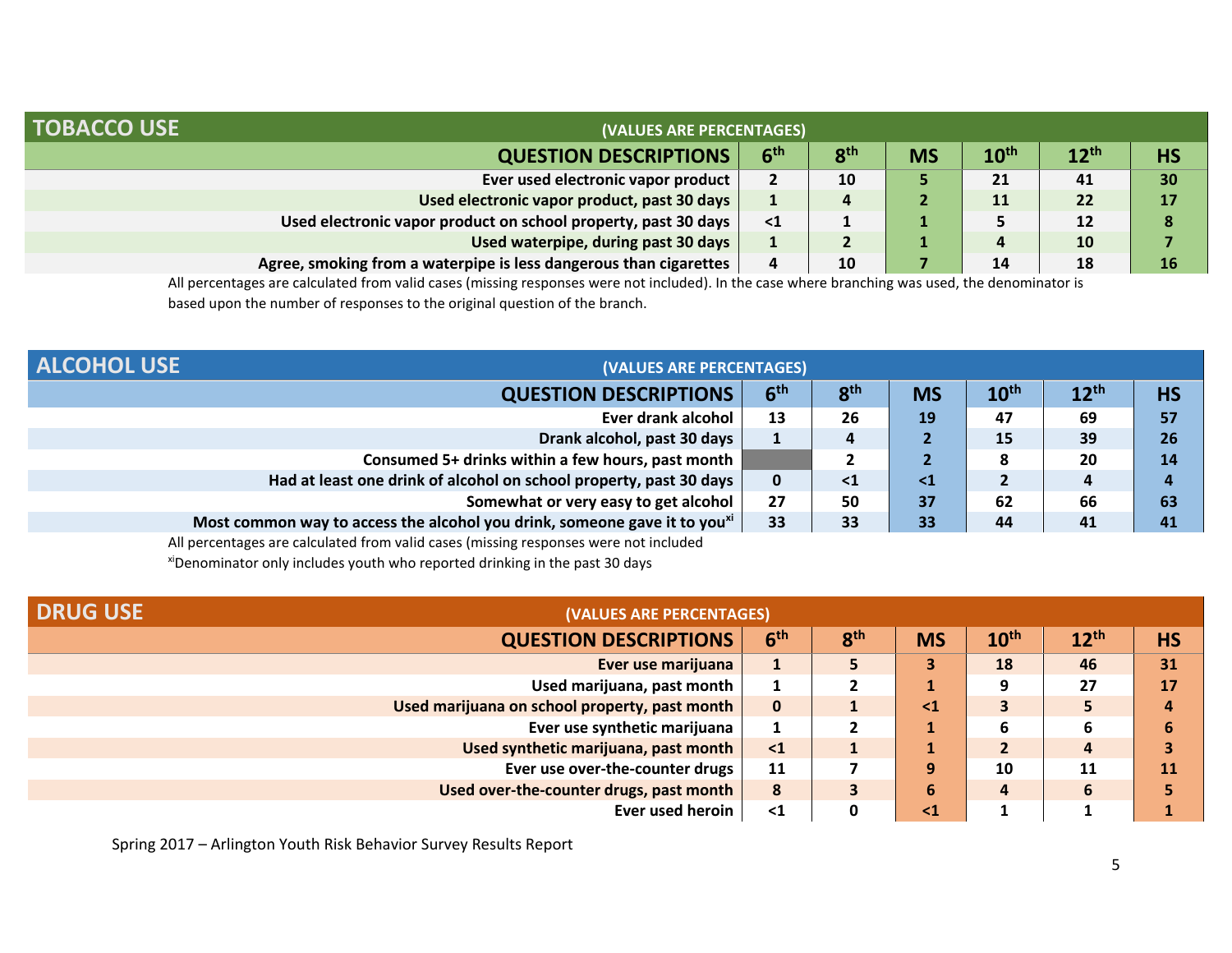## TOBACCO USE

(VALUES ARE PERCENTAGES)

| QUESTION DESCRIPTIONS | 6th | 8th | MS | 10th | 12th | HS |
|---|---|---|---|---|---|---|
| Ever used electronic vapor product | 2 | 10 | 5 | 21 | 41 | 30 |
| Used electronic vapor product, past 30 days | 1 | 4 | 2 | 11 | 22 | 17 |
| Used electronic vapor product on school property, past 30 days | <1 | 1 | 1 | 5 | 12 | 8 |
| Used waterpipe, during past 30 days | 1 | 2 | 1 | 4 | 10 | 7 |
| Agree, smoking from a waterpipe is less dangerous than cigarettes | 4 | 10 | 7 | 14 | 18 | 16 |

All percentages are calculated from valid cases (missing responses were not included). In the case where branching was used, the denominator is based upon the number of responses to the original question of the branch.

## ALCOHOL USE

(VALUES ARE PERCENTAGES)

| QUESTION DESCRIPTIONS | 6th | 8th | MS | 10th | 12th | HS |
|---|---|---|---|---|---|---|
| Ever drank alcohol | 13 | 26 | 19 | 47 | 69 | 57 |
| Drank alcohol, past 30 days | 1 | 4 | 2 | 15 | 39 | 26 |
| Consumed 5+ drinks within a few hours, past month | | 2 | 2 | 8 | 20 | 14 |
| Had at least one drink of alcohol on school property, past 30 days | 0 | <1 | <1 | 2 | 4 | 4 |
| Somewhat or very easy to get alcohol | 27 | 50 | 37 | 62 | 66 | 63 |
| Most common way to access the alcohol you drink, someone gave it to you[xi] | 33 | 33 | 33 | 44 | 41 | 41 |

All percentages are calculated from valid cases (missing responses were not included

[xi]Denominator only includes youth who reported drinking in the past 30 days

## DRUG USE

(VALUES ARE PERCENTAGES)

| QUESTION DESCRIPTIONS | 6th | 8th | MS | 10th | 12th | HS |
|---|---|---|---|---|---|---|
| Ever use marijuana | 1 | 5 | 3 | 18 | 46 | 31 |
| Used marijuana, past month | 1 | 2 | 1 | 9 | 27 | 17 |
| Used marijuana on school property, past month | 0 | 1 | <1 | 3 | 5 | 4 |
| Ever use synthetic marijuana | 1 | 2 | 1 | 6 | 6 | 6 |
| Used synthetic marijuana, past month | <1 | 1 | 1 | 2 | 4 | 3 |
| Ever use over-the-counter drugs | 11 | 7 | 9 | 10 | 11 | 11 |
| Used over-the-counter drugs, past month | 8 | 3 | 6 | 4 | 6 | 5 |
| Ever used heroin | <1 | 0 | <1 | 1 | 1 | 1 |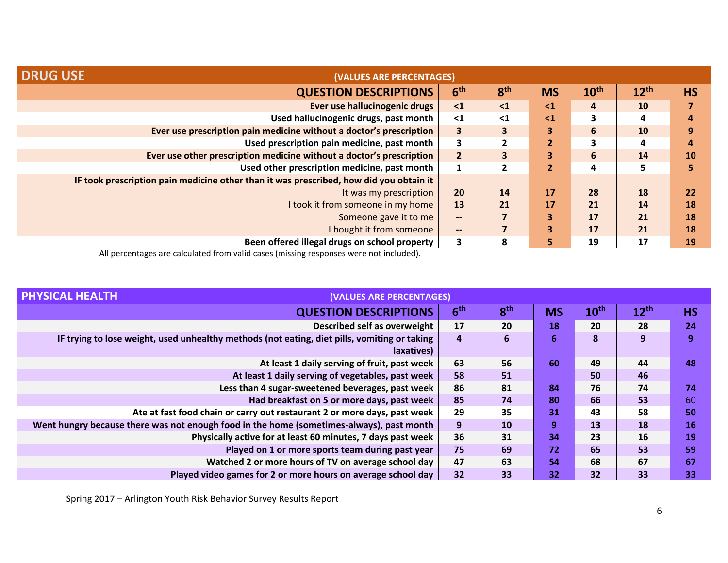## DRUG USE

(VALUES ARE PERCENTAGES)

| QUESTION DESCRIPTIONS | 6th | 8th | MS | 10th | 12th | HS |
|---|---|---|---|---|---|---|
| Ever use hallucinogenic drugs | <1 | <1 | <1 | 4 | 10 | 7 |
| Used hallucinogenic drugs, past month | <1 | <1 | <1 | 3 | 4 | 4 |
| Ever use prescription pain medicine without a doctor's prescription | 3 | 3 | 3 | 6 | 10 | 9 |
| Used prescription pain medicine, past month | 3 | 2 | 2 | 3 | 4 | 4 |
| Ever use other prescription medicine without a doctor's prescription | 2 | 3 | 3 | 6 | 14 | 10 |
| Used other prescription medicine, past month | 1 | 2 | 2 | 4 | 5 | 5 |
| IF took prescription pain medicine other than it was prescribed, how did you obtain it | | | | | | |
| It was my prescription | 20 | 14 | 17 | 28 | 18 | 22 |
| I took it from someone in my home | 13 | 21 | 17 | 21 | 14 | 18 |
| Someone gave it to me | -- | 7 | 3 | 17 | 21 | 18 |
| I bought it from someone | -- | 7 | 3 | 17 | 21 | 18 |
| Been offered illegal drugs on school property | 3 | 8 | 5 | 19 | 17 | 19 |

All percentages are calculated from valid cases (missing responses were not included).

## PHYSICAL HEALTH

(VALUES ARE PERCENTAGES)

| QUESTION DESCRIPTIONS | 6th | 8th | MS | 10th | 12th | HS |
|---|---|---|---|---|---|---|
| Described self as overweight | 17 | 20 | 18 | 20 | 28 | 24 |
| IF trying to lose weight, used unhealthy methods (not eating, diet pills, vomiting or taking laxatives) | 4 | 6 | 6 | 8 | 9 | 9 |
| At least 1 daily serving of fruit, past week | 63 | 56 | 60 | 49 | 44 | 48 |
| At least 1 daily serving of vegetables, past week | 58 | 51 | | 50 | 46 | |
| Less than 4 sugar-sweetened beverages, past week | 86 | 81 | 84 | 76 | 74 | 74 |
| Had breakfast on 5 or more days, past week | 85 | 74 | 80 | 66 | 53 | 60 |
| Ate at fast food chain or carry out restaurant 2 or more days, past week | 29 | 35 | 31 | 43 | 58 | 50 |
| Went hungry because there was not enough food in the home (sometimes-always), past month | 9 | 10 | 9 | 13 | 18 | 16 |
| Physically active for at least 60 minutes, 7 days past week | 36 | 31 | 34 | 23 | 16 | 19 |
| Played on 1 or more sports team during past year | 75 | 69 | 72 | 65 | 53 | 59 |
| Watched 2 or more hours of TV on average school day | 47 | 63 | 54 | 68 | 67 | 67 |
| Played video games for 2 or more hours on average school day | 32 | 33 | 32 | 32 | 33 | 33 |

Spring 2017 – Arlington Youth Risk Behavior Survey Results Report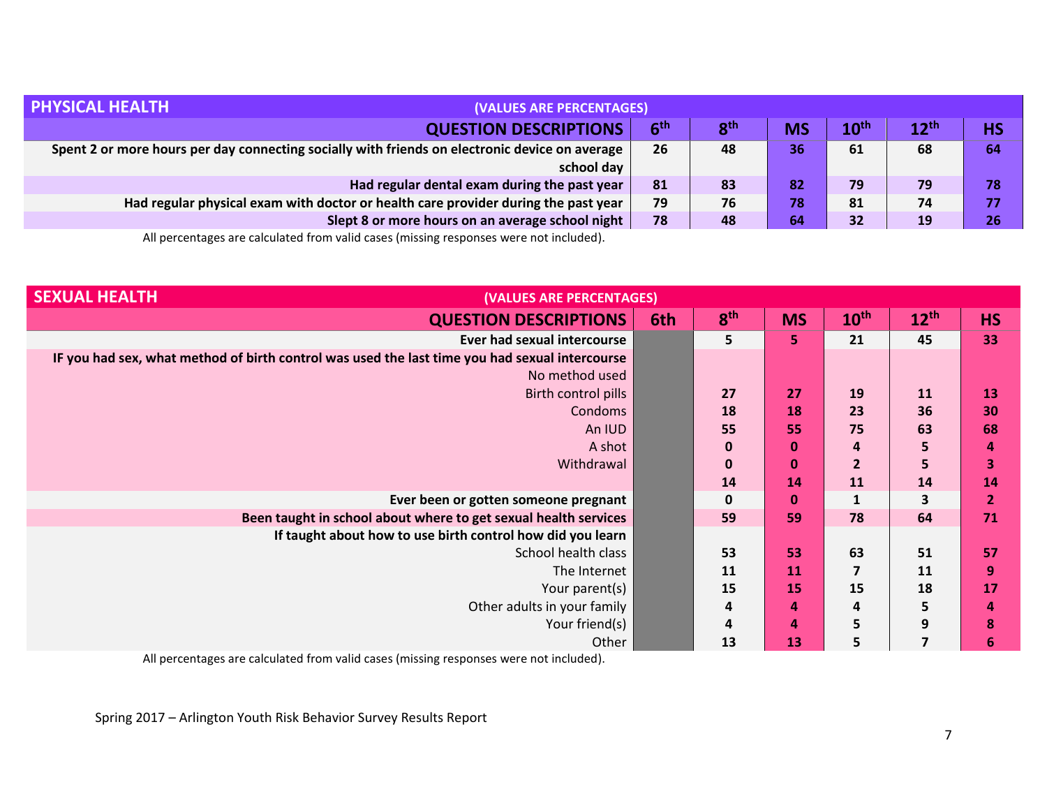## PHYSICAL HEALTH (VALUES ARE PERCENTAGES)

| QUESTION DESCRIPTIONS | 6th | 8th | MS | 10th | 12th | HS |
|---|---|---|---|---|---|---|
| Spent 2 or more hours per day connecting socially with friends on electronic device on average school day | 26 | 48 | 36 | 61 | 68 | 64 |
| Had regular dental exam during the past year | 81 | 83 | 82 | 79 | 79 | 78 |
| Had regular physical exam with doctor or health care provider during the past year | 79 | 76 | 78 | 81 | 74 | 77 |
| Slept 8 or more hours on an average school night | 78 | 48 | 64 | 32 | 19 | 26 |

All percentages are calculated from valid cases (missing responses were not included).

## SEXUAL HEALTH (VALUES ARE PERCENTAGES)

| QUESTION DESCRIPTIONS | 6th | 8th | MS | 10th | 12th | HS |
|---|---|---|---|---|---|---|
| **Ever had sexual intercourse** | | 5 | 5 | 21 | 45 | 33 |
| **IF you had sex, what method of birth control was used the last time you had sexual intercourse** | | | | | | |
| No method used | | | | | | |
| Birth control pills | | 27 | 27 | 19 | 11 | 13 |
| Condoms | | 18 | 18 | 23 | 36 | 30 |
| An IUD | | 55 | 55 | 75 | 63 | 68 |
| A shot | | 0 | 0 | 4 | 5 | 4 |
| Withdrawal | | 0 | 0 | 2 | 5 | 3 |
| | | 14 | 14 | 11 | 14 | 14 |
| **Ever been or gotten someone pregnant** | | 0 | 0 | 1 | 3 | 2 |
| **Been taught in school about where to get sexual health services** | | 59 | 59 | 78 | 64 | 71 |
| **If taught about how to use birth control how did you learn** | | | | | | |
| School health class | | 53 | 53 | 63 | 51 | 57 |
| The Internet | | 11 | 11 | 7 | 11 | 9 |
| Your parent(s) | | 15 | 15 | 15 | 18 | 17 |
| Other adults in your family | | 4 | 4 | 4 | 5 | 4 |
| Your friend(s) | | 4 | 4 | 5 | 9 | 8 |
| Other | | 13 | 13 | 5 | 7 | 6 |

All percentages are calculated from valid cases (missing responses were not included).

Spring 2017 – Arlington Youth Risk Behavior Survey Results Report